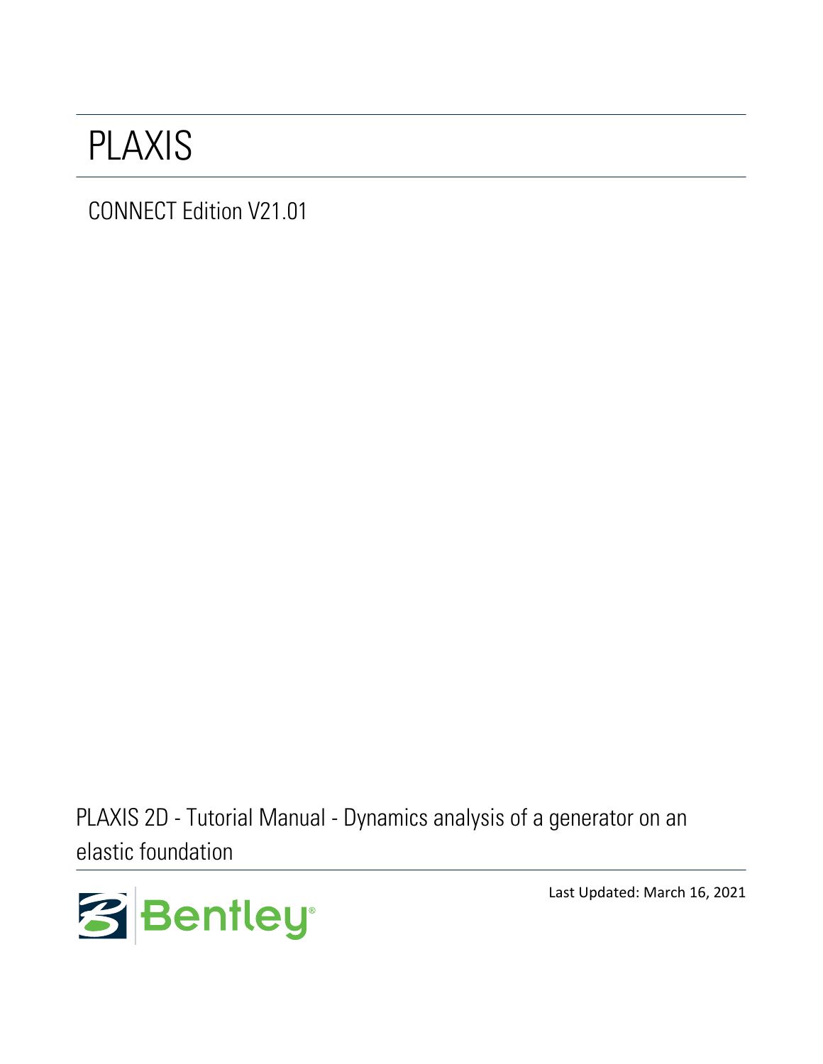# PLAXIS

CONNECT Edition V21.01

PLAXIS 2D - Tutorial Manual - Dynamics analysis of a generator on an elastic foundation

Bentley

Last Updated: March 16, 2021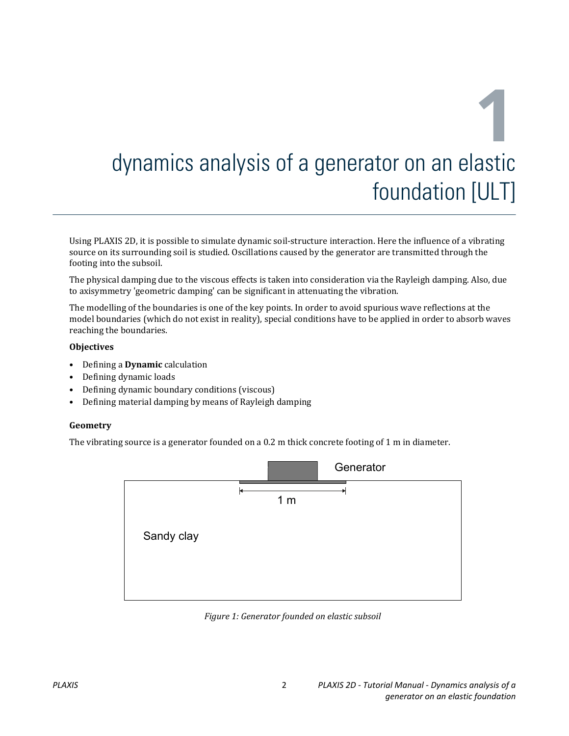# 1 dynamics analysis of a generator on an elastic foundation [ULT]

Using PLAXIS 2D, it is possible to simulate dynamic soil-structure interaction. Here the influence of a vibrating source on its surrounding soil is studied. Oscillations caused by the generator are transmitted through the footing into the subsoil.

The physical damping due to the viscous effects is taken into consideration via the Rayleigh damping. Also, due to axisymmetry 'geometric damping' can be significant in attenuating the vibration.

The modelling of the boundaries is one of the key points. In order to avoid spurious wave reflections at the model boundaries (which do not exist in reality), special conditions have to be applied in order to absorb waves reaching the boundaries.

**Objectives**

- Defining a **Dynamic** calculation
- Defining dynamic loads
- Defining dynamic boundary conditions (viscous)
- Defining material damping by means of Rayleigh damping

**Geometry**

The vibrating source is a generator founded on a 0.2 m thick concrete footing of 1 m in diameter.

*Figure 1: Generator founded on elastic subsoil*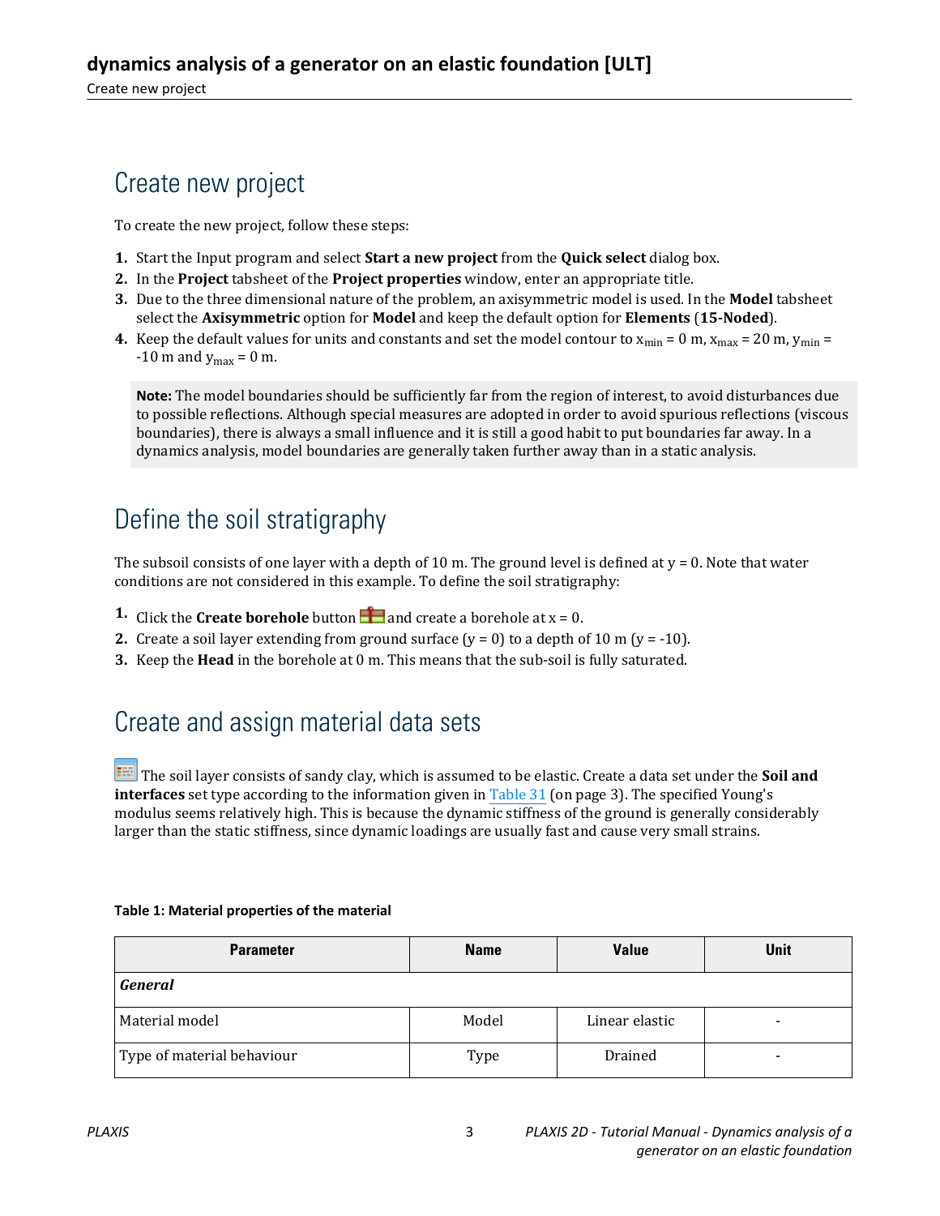## Create new project

To create the new project, follow these steps:

1. Start the Input program and select **Start a new project** from the **Quick select** dialog box.
2. In the **Project** tabsheet of the **Project properties** window, enter an appropriate title.
3. Due to the three dimensional nature of the problem, an axisymmetric model is used. In the **Model** tabsheet select the **Axisymmetric** option for **Model** and keep the default option for **Elements** (**15-Noded**).
4. Keep the default values for units and constants and set the model contour to $x_{min}$ = 0 m, $x_{max}$ = 20 m, $y_{min}$ = -10 m and $y_{max}$ = 0 m.

> **Note:** The model boundaries should be sufficiently far from the region of interest, to avoid disturbances due to possible reflections. Although special measures are adopted in order to avoid spurious reflections (viscous boundaries), there is always a small influence and it is still a good habit to put boundaries far away. In a dynamics analysis, model boundaries are generally taken further away than in a static analysis.

## Define the soil stratigraphy

The subsoil consists of one layer with a depth of 10 m. The ground level is defined at y = 0. Note that water conditions are not considered in this example. To define the soil stratigraphy:

1. Click the **Create borehole** button and create a borehole at x = 0.
2. Create a soil layer extending from ground surface (y = 0) to a depth of 10 m (y = -10).
3. Keep the **Head** in the borehole at 0 m. This means that the sub-soil is fully saturated.

## Create and assign material data sets

The soil layer consists of sandy clay, which is assumed to be elastic. Create a data set under the **Soil and interfaces** set type according to the information given in Table 31 (on page 3). The specified Young's modulus seems relatively high. This is because the dynamic stiffness of the ground is generally considerably larger than the static stiffness, since dynamic loadings are usually fast and cause very small strains.

**Table 1: Material properties of the material**

| Parameter | Name | Value | Unit |
| --- | --- | --- | --- |
| ***General*** | | | |
| Material model | Model | Linear elastic | - |
| Type of material behaviour | Type | Drained | - |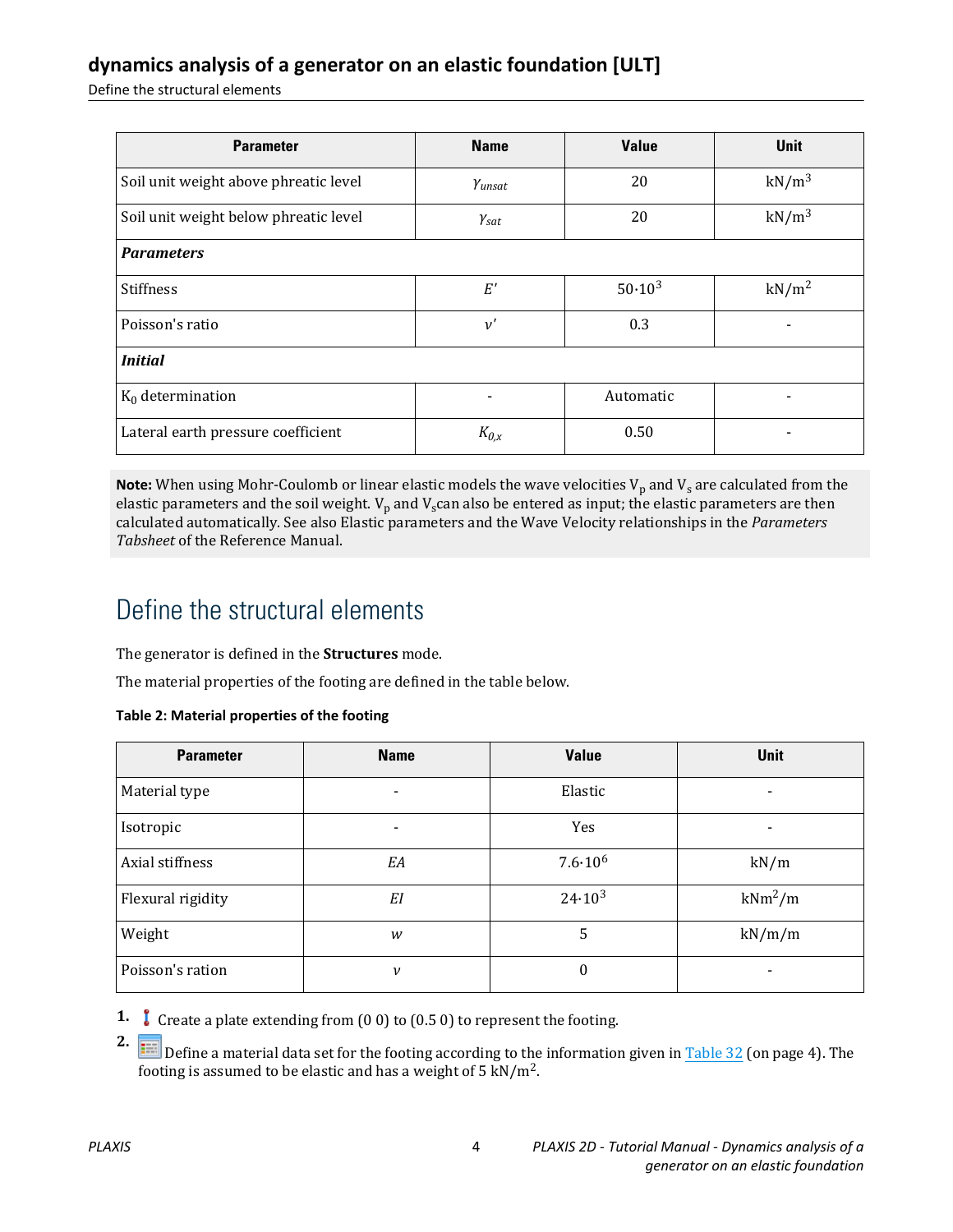| Parameter | Name | Value | Unit |
|---|---|---|---|
| Soil unit weight above phreatic level | $\gamma_{unsat}$ | 20 | $kN/m^3$ |
| Soil unit weight below phreatic level | $\gamma_{sat}$ | 20 | $kN/m^3$ |
| ***Parameters*** | | | |
| Stiffness | $E'$ | $50 \cdot 10^3$ | $kN/m^2$ |
| Poisson's ratio | $\nu'$ | 0.3 | - |
| ***Initial*** | | | |
| $K_0$ determination | - | Automatic | - |
| Lateral earth pressure coefficient | $K_{0,x}$ | 0.50 | - |

**Note:** When using Mohr-Coulomb or linear elastic models the wave velocities $V_p$ and $V_s$ are calculated from the elastic parameters and the soil weight. $V_p$ and $V_s$can also be entered as input; the elastic parameters are then calculated automatically. See also Elastic parameters and the Wave Velocity relationships in the *Parameters Tabsheet* of the Reference Manual.

## Define the structural elements

The generator is defined in the **Structures** mode.

The material properties of the footing are defined in the table below.

**Table 2: Material properties of the footing**

| Parameter | Name | Value | Unit |
|---|---|---|---|
| Material type | - | Elastic | - |
| Isotropic | - | Yes | - |
| Axial stiffness | $EA$ | $7.6 \cdot 10^6$ | kN/m |
| Flexural rigidity | $EI$ | $24 \cdot 10^3$ | $kNm^2/m$ |
| Weight | $w$ | 5 | kN/m/m |
| Poisson's ration | $\nu$ | 0 | - |

1. Create a plate extending from (0 0) to (0.5 0) to represent the footing.
2. Define a material data set for the footing according to the information given in Table 32 (on page 4). The footing is assumed to be elastic and has a weight of 5 $kN/m^2$.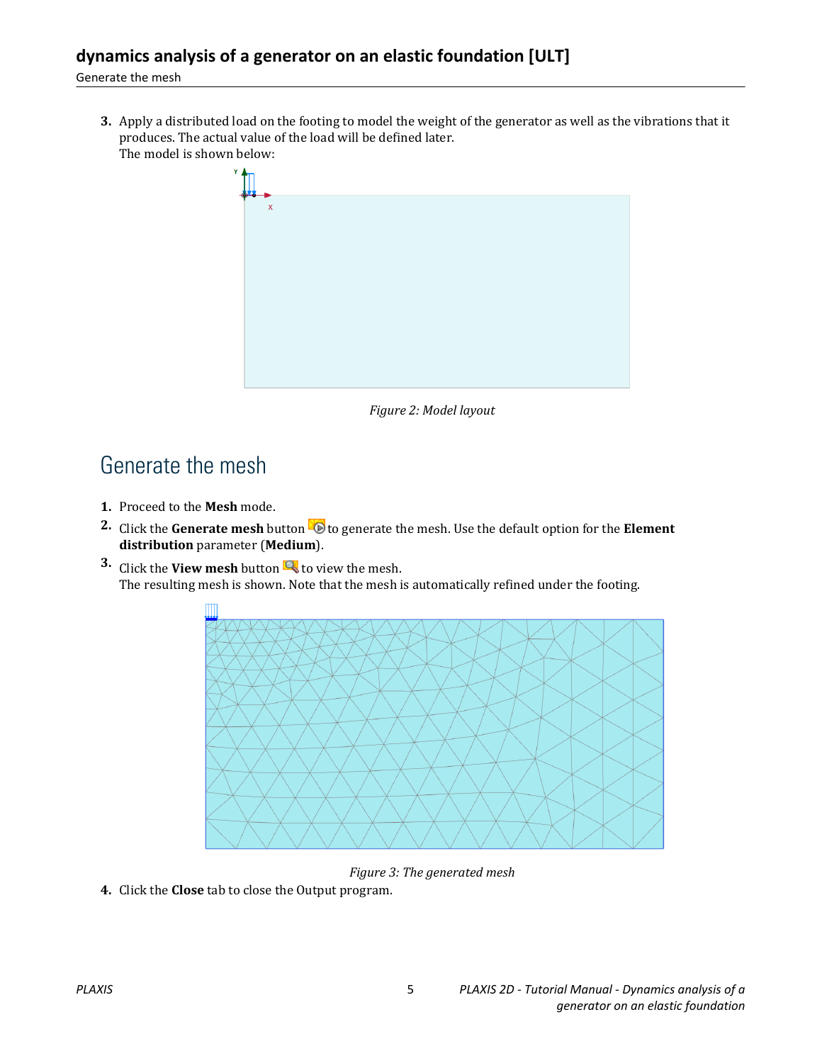3. Apply a distributed load on the footing to model the weight of the generator as well as the vibrations that it produces. The actual value of the load will be defined later.
   The model is shown below:

*Figure 2: Model layout*

## Generate the mesh

1. Proceed to the **Mesh** mode.
2. Click the **Generate mesh** button to generate the mesh. Use the default option for the **Element distribution** parameter (**Medium**).
3. Click the **View mesh** button to view the mesh.
   The resulting mesh is shown. Note that the mesh is automatically refined under the footing.

*Figure 3: The generated mesh*

4. Click the **Close** tab to close the Output program.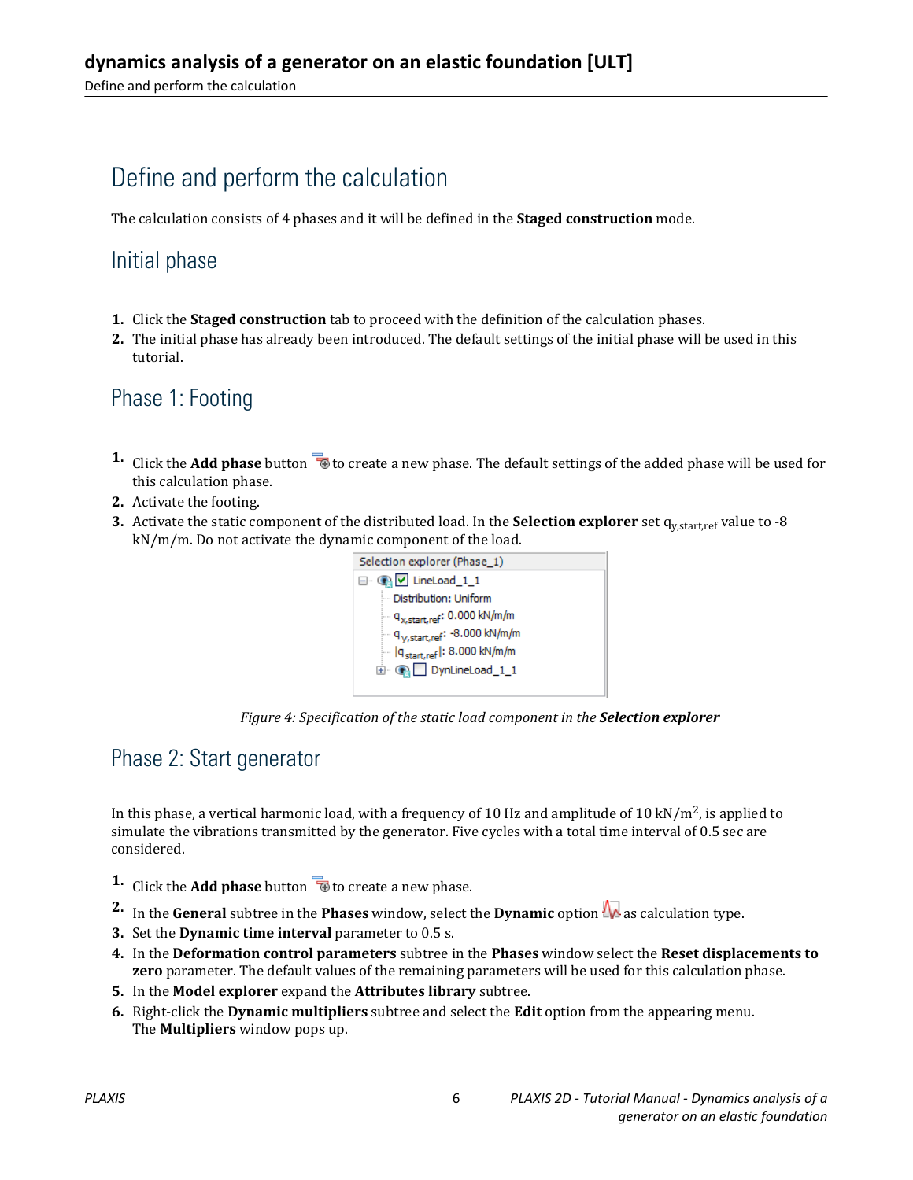# Define and perform the calculation

The calculation consists of 4 phases and it will be defined in the **Staged construction** mode.

## Initial phase

1. Click the **Staged construction** tab to proceed with the definition of the calculation phases.
2. The initial phase has already been introduced. The default settings of the initial phase will be used in this tutorial.

## Phase 1: Footing

1. Click the **Add phase** button to create a new phase. The default settings of the added phase will be used for this calculation phase.
2. Activate the footing.
3. Activate the static component of the distributed load. In the **Selection explorer** set $q_{y,start,ref}$ value to -8 kN/m/m. Do not activate the dynamic component of the load.

*Figure 4: Specification of the static load component in the **Selection explorer***

## Phase 2: Start generator

In this phase, a vertical harmonic load, with a frequency of 10 Hz and amplitude of 10 kN/m$^2$, is applied to simulate the vibrations transmitted by the generator. Five cycles with a total time interval of 0.5 sec are considered.

1. Click the **Add phase** button to create a new phase.
2. In the **General** subtree in the **Phases** window, select the **Dynamic** option as calculation type.
3. Set the **Dynamic time interval** parameter to 0.5 s.
4. In the **Deformation control parameters** subtree in the **Phases** window select the **Reset displacements to zero** parameter. The default values of the remaining parameters will be used for this calculation phase.
5. In the **Model explorer** expand the **Attributes library** subtree.
6. Right-click the **Dynamic multipliers** subtree and select the **Edit** option from the appearing menu. The **Multipliers** window pops up.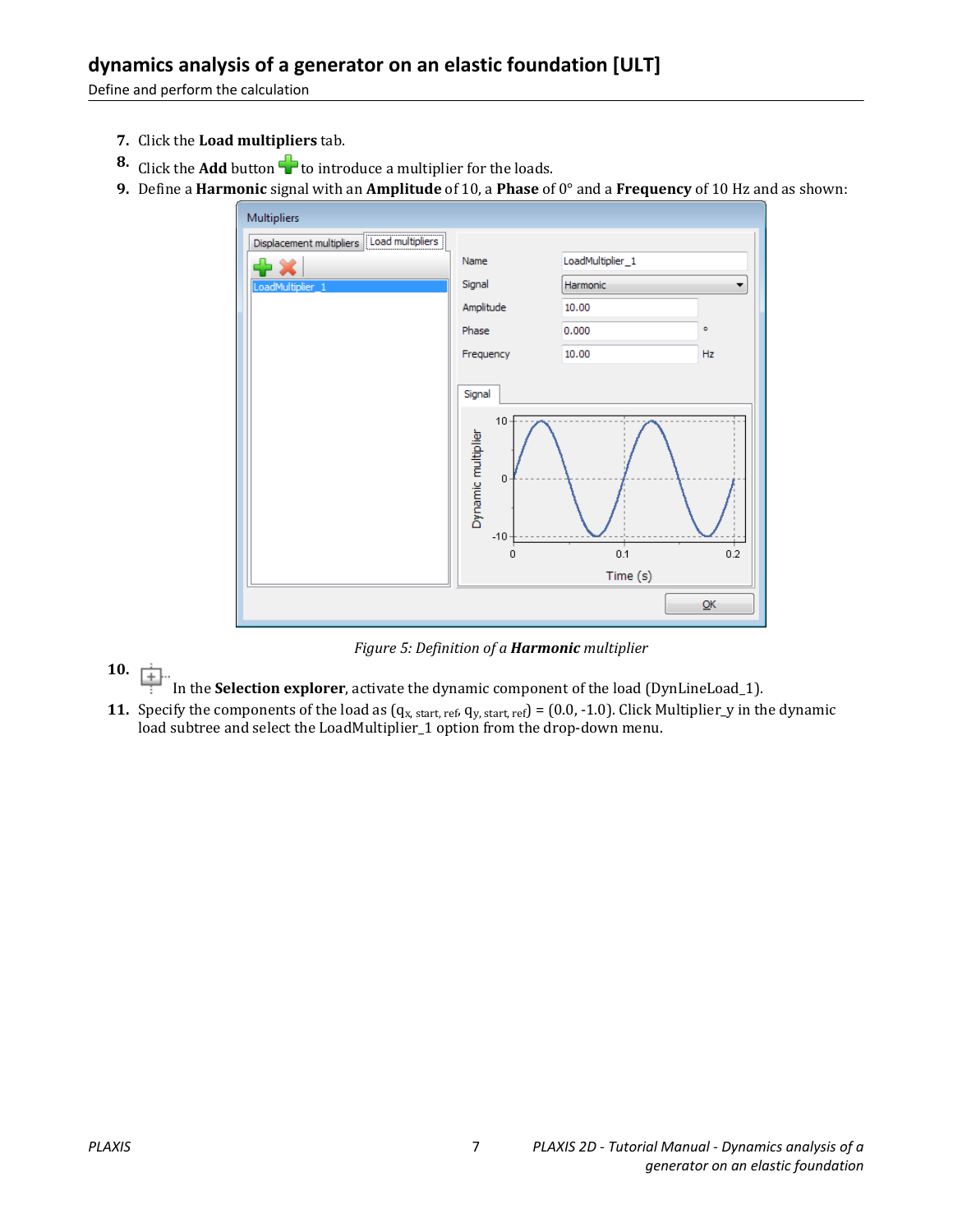7. Click the **Load multipliers** tab.
8. Click the **Add** button to introduce a multiplier for the loads.
9. Define a **Harmonic** signal with an **Amplitude** of 10, a **Phase** of 0° and a **Frequency** of 10 Hz and as shown:

*Figure 5: Definition of a **Harmonic** multiplier*

10. In the **Selection explorer**, activate the dynamic component of the load (DynLineLoad_1).
11. Specify the components of the load as ($q_{x,\ start,\ ref}$, $q_{y,\ start,\ ref}$) = (0.0, -1.0). Click Multiplier_y in the dynamic load subtree and select the LoadMultiplier_1 option from the drop-down menu.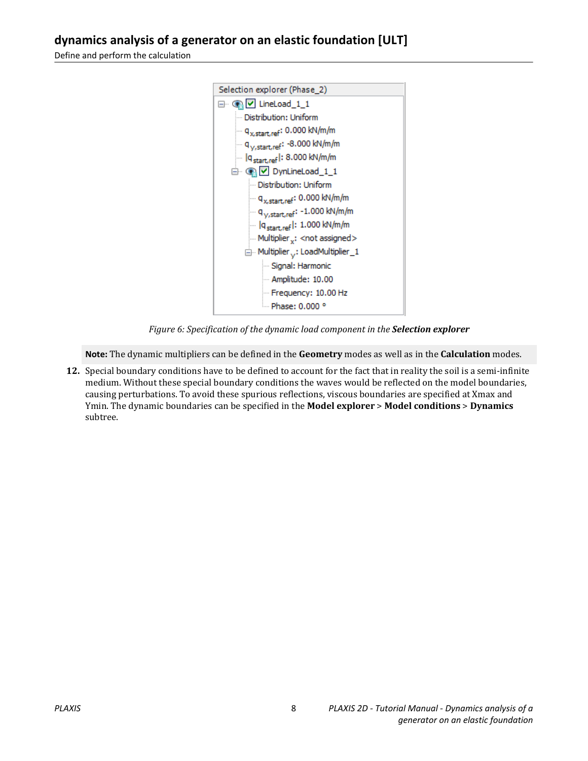*Figure 6: Specification of the dynamic load component in the **Selection explorer***

> **Note:** The dynamic multipliers can be defined in the **Geometry** modes as well as in the **Calculation** modes.

12. Special boundary conditions have to be defined to account for the fact that in reality the soil is a semi-infinite medium. Without these special boundary conditions the waves would be reflected on the model boundaries, causing perturbations. To avoid these spurious reflections, viscous boundaries are specified at Xmax and Ymin. The dynamic boundaries can be specified in the **Model explorer** > **Model conditions** > **Dynamics** subtree.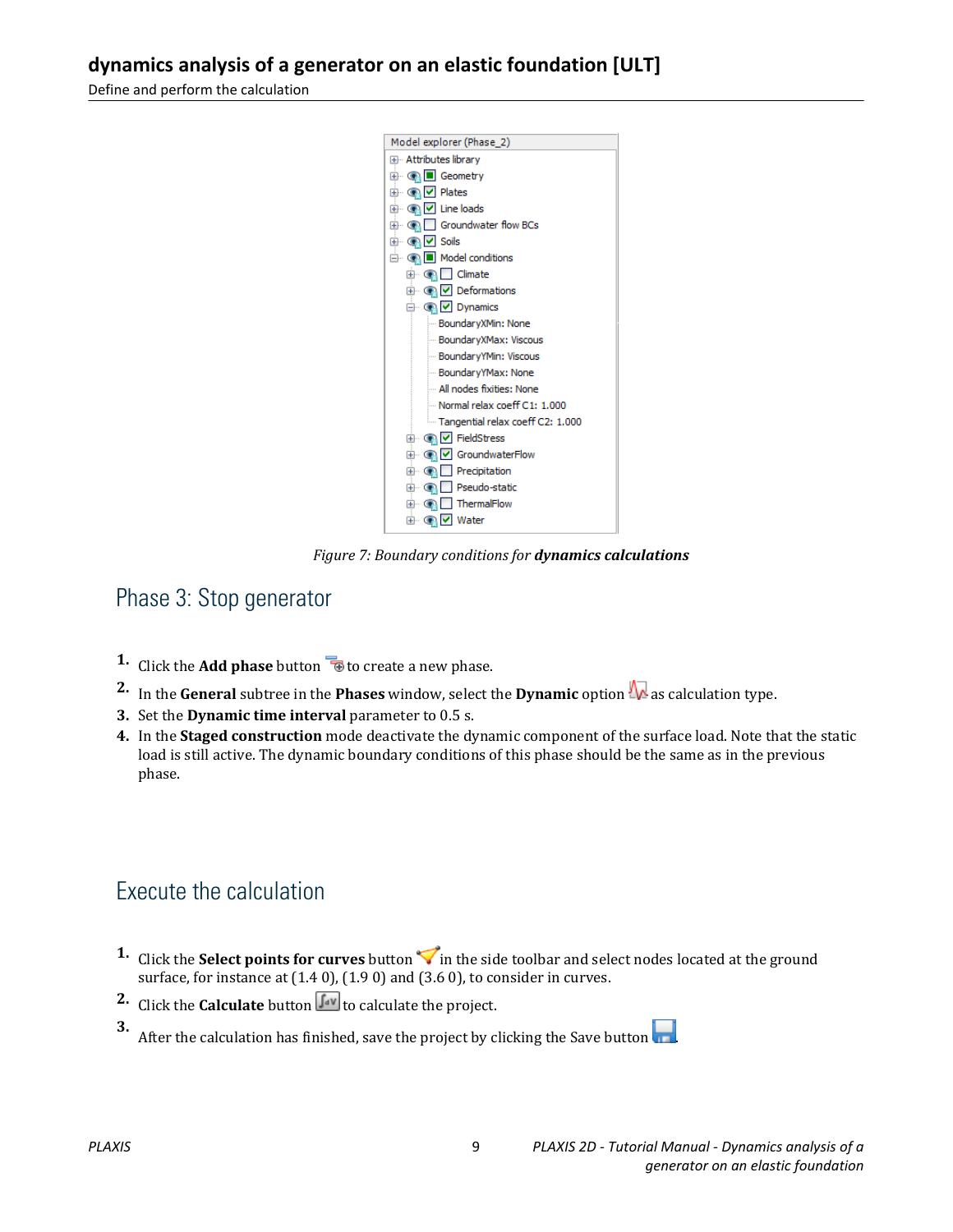Figure 7: Boundary conditions for **dynamics calculations**

## Phase 3: Stop generator

1. Click the **Add phase** button to create a new phase.
2. In the **General** subtree in the **Phases** window, select the **Dynamic** option as calculation type.
3. Set the **Dynamic time interval** parameter to 0.5 s.
4. In the **Staged construction** mode deactivate the dynamic component of the surface load. Note that the static load is still active. The dynamic boundary conditions of this phase should be the same as in the previous phase.

## Execute the calculation

1. Click the **Select points for curves** button in the side toolbar and select nodes located at the ground surface, for instance at (1.4 0), (1.9 0) and (3.6 0), to consider in curves.
2. Click the **Calculate** button to calculate the project.
3. After the calculation has finished, save the project by clicking the Save button .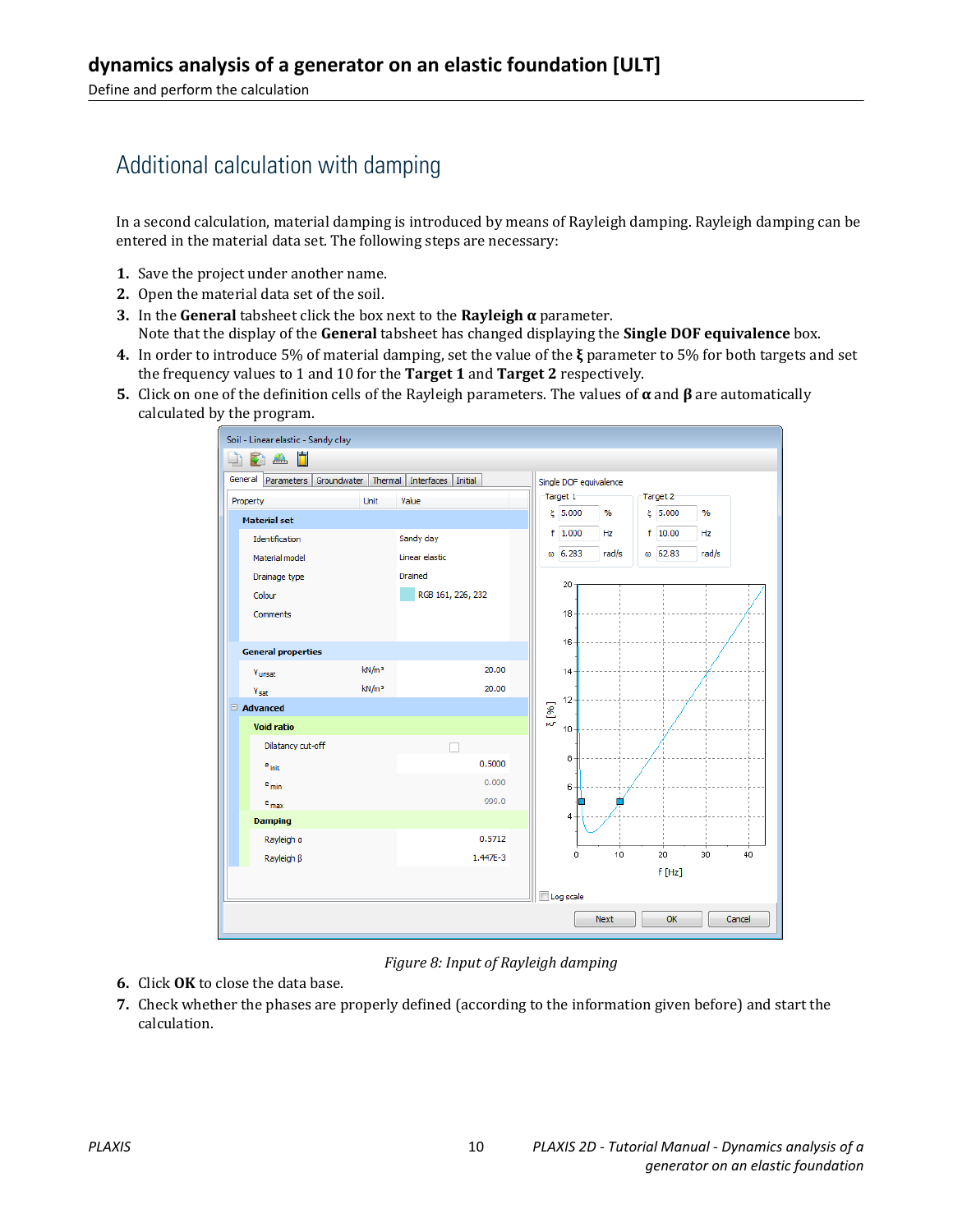## Additional calculation with damping

In a second calculation, material damping is introduced by means of Rayleigh damping. Rayleigh damping can be entered in the material data set. The following steps are necessary:

1. Save the project under another name.
2. Open the material data set of the soil.
3. In the **General** tabsheet click the box next to the **Rayleigh α** parameter.
   Note that the display of the **General** tabsheet has changed displaying the **Single DOF equivalence** box.
4. In order to introduce 5% of material damping, set the value of the **ξ** parameter to 5% for both targets and set the frequency values to 1 and 10 for the **Target 1** and **Target 2** respectively.
5. Click on one of the definition cells of the Rayleigh parameters. The values of **α** and **β** are automatically calculated by the program.

*Figure 8: Input of Rayleigh damping*

6. Click **OK** to close the data base.
7. Check whether the phases are properly defined (according to the information given before) and start the calculation.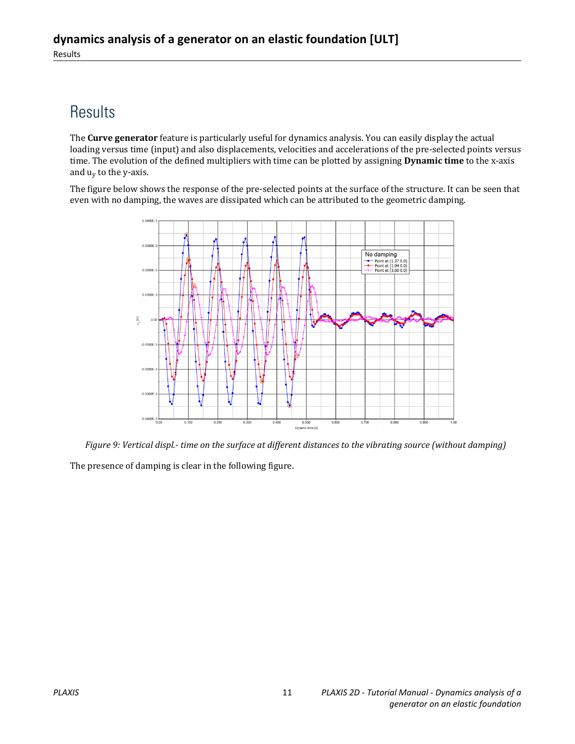# Results

The **Curve generator** feature is particularly useful for dynamics analysis. You can easily display the actual loading versus time (input) and also displacements, velocities and accelerations of the pre-selected points versus time. The evolution of the defined multipliers with time can be plotted by assigning **Dynamic time** to the x-axis and $u_y$ to the y-axis.

The figure below shows the response of the pre-selected points at the surface of the structure. It can be seen that even with no damping, the waves are dissipated which can be attributed to the geometric damping.

*Figure 9: Vertical displ.- time on the surface at different distances to the vibrating source (without damping)*

The presence of damping is clear in the following figure.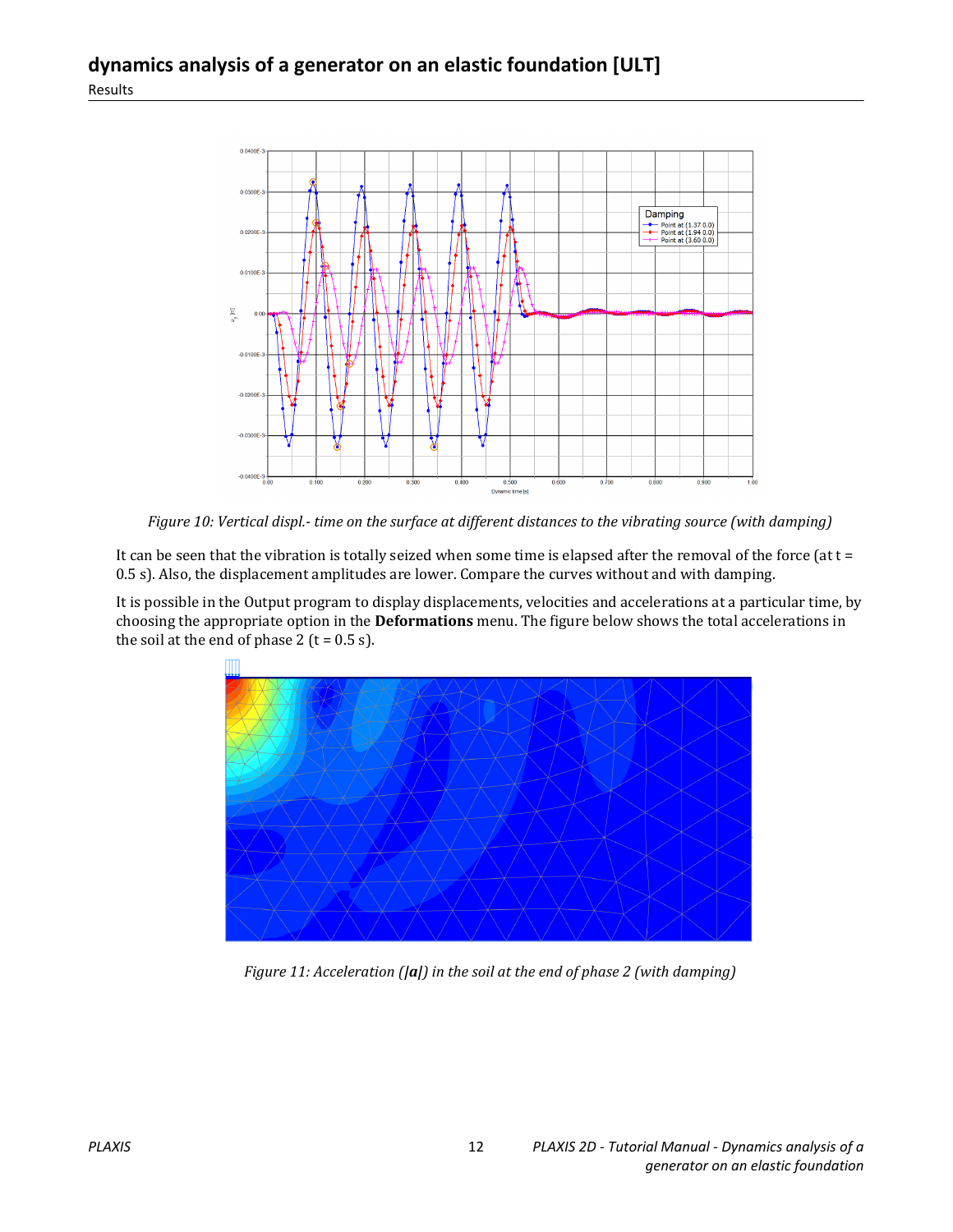0.0400E-3
0.0300E-3
0.0200E-3
0.0100E-3
0.00
-0.0100E-3
-0.0200E-3
-0.0300E-3
-0.0400E-3

$u_y$ [m]

0.00
0.100
0.200
0.300
0.400
0.500
0.600
0.700
0.800
0.900
1.00

Dynamic time [s]

Damping
Point at (1.37 0.0)
Point at (1.94 0.0)
Point at (3.60 0.0)

*Figure 10: Vertical displ.- time on the surface at different distances to the vibrating source (with damping)*

It can be seen that the vibration is totally seized when some time is elapsed after the removal of the force (at t = 0.5 s). Also, the displacement amplitudes are lower. Compare the curves without and with damping.

It is possible in the Output program to display displacements, velocities and accelerations at a particular time, by choosing the appropriate option in the **Deformations** menu. The figure below shows the total accelerations in the soil at the end of phase 2 (t = 0.5 s).

*Figure 11: Acceleration (|**a**|) in the soil at the end of phase 2 (with damping)*